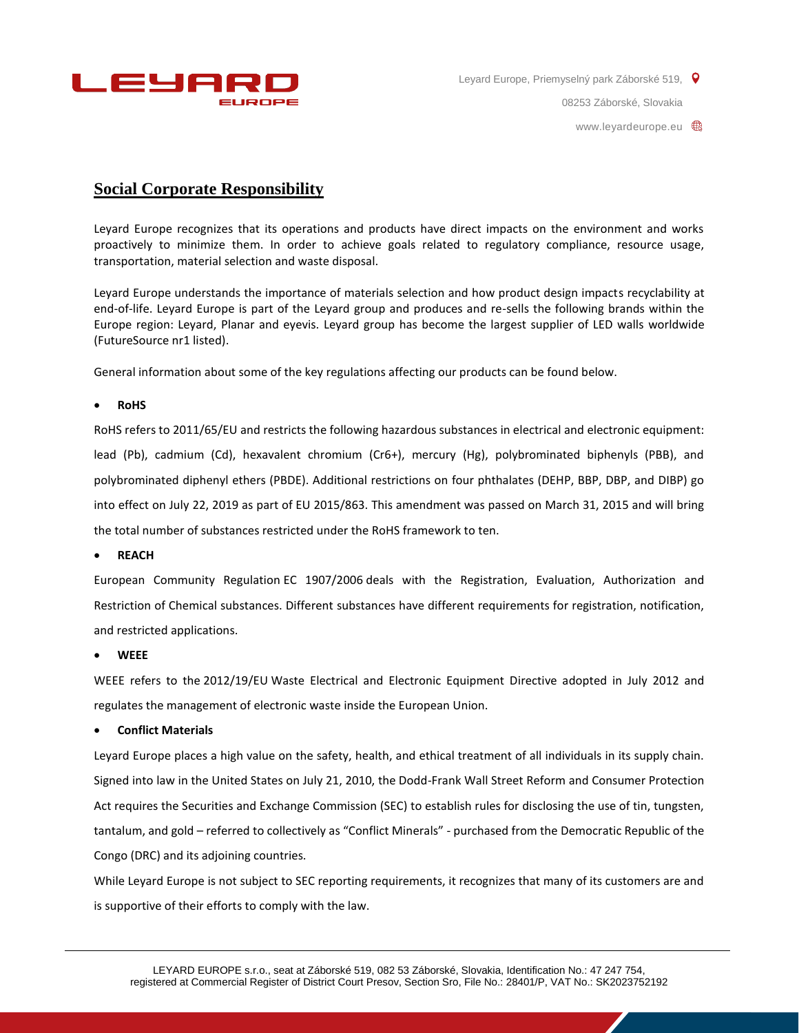Leyard Europe, Priemyselný park Záborské 519,

08253 Záborské, Slovakia

www.leyardeurope.eu

## Social Corporate Responsibility

Leyard Europe recognizes that its operations and products have direct impacts on the environment and works proactively to minimize them. In order to achieve goals related to regulatory compliance, resource usage, transportation, material selection and waste disposal.

Leyard Europe understands the importance of materials selection and how product design impacts recyclability at end-of-life. Leyard Europe is part of the Leyard group and produces and re-sells the following brands within the Europe region: Leyard, Planar and eyevis. Leyard group has become the largest supplier of LED walls worldwide (FutureSource nr1 listed).

General information about some of the key regulations affecting our products can be found below.

- **RoHS**

RoHS refers to 2011/65/EU and restricts the following hazardous substances in electrical and electronic equipment: lead (Pb), cadmium (Cd), hexavalent chromium ($Cr^{6+}$), mercury (Hg), polybrominated biphenyls (PBB), and polybrominated diphenyl ethers (PBDE). Additional restrictions on four phthalates (DEHP, BBP, DBP, and DIBP) go into effect on July 22, 2019 as part of EU 2015/863. This amendment was passed on March 31, 2015 and will bring the total number of substances restricted under the RoHS framework to ten.

- **REACH**

European Community Regulation EC 1907/2006 deals with the Registration, Evaluation, Authorization and Restriction of Chemical substances. Different substances have different requirements for registration, notification, and restricted applications.

- **WEEE**

WEEE refers to the 2012/19/EU Waste Electrical and Electronic Equipment Directive adopted in July 2012 and regulates the management of electronic waste inside the European Union.

- **Conflict Materials**

Leyard Europe places a high value on the safety, health, and ethical treatment of all individuals in its supply chain. Signed into law in the United States on July 21, 2010, the Dodd-Frank Wall Street Reform and Consumer Protection Act requires the Securities and Exchange Commission (SEC) to establish rules for disclosing the use of tin, tungsten, tantalum, and gold – referred to collectively as "Conflict Minerals" - purchased from the Democratic Republic of the Congo (DRC) and its adjoining countries.

While Leyard Europe is not subject to SEC reporting requirements, it recognizes that many of its customers are and is supportive of their efforts to comply with the law.

LEYARD EUROPE s.r.o., seat at Záborské 519, 082 53 Záborské, Slovakia, Identification No.: 47 247 754, registered at Commercial Register of District Court Presov, Section Sro, File No.: 28401/P, VAT No.: SK2023752192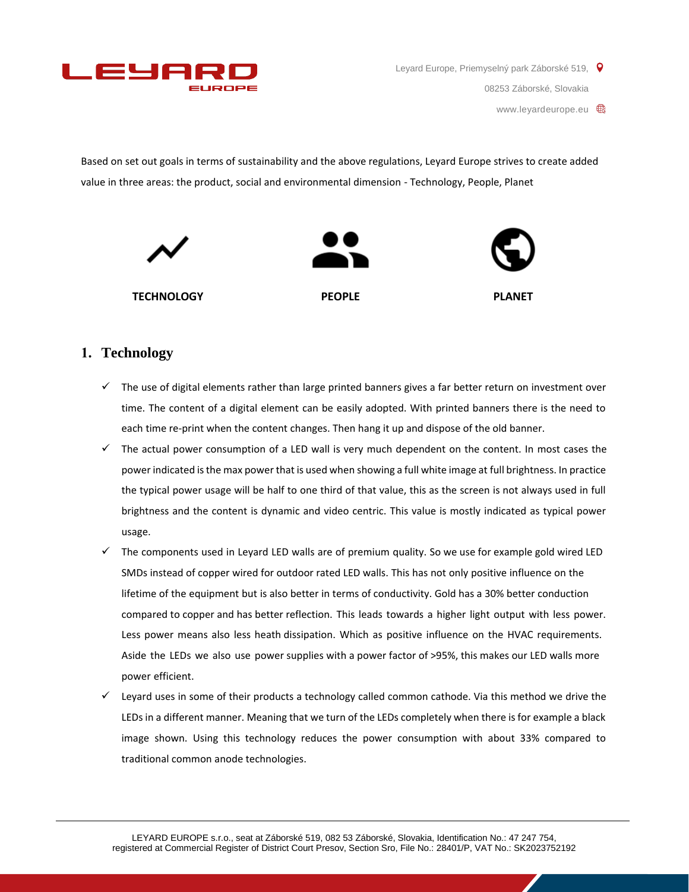Based on set out goals in terms of sustainability and the above regulations, Leyard Europe strives to create added value in three areas: the product, social and environmental dimension - Technology, People, Planet

**TECHNOLOGY** **PEOPLE** **PLANET**

## 1. Technology

- ✓ The use of digital elements rather than large printed banners gives a far better return on investment over time. The content of a digital element can be easily adopted. With printed banners there is the need to each time re-print when the content changes. Then hang it up and dispose of the old banner.
- ✓ The actual power consumption of a LED wall is very much dependent on the content. In most cases the power indicated is the max power that is used when showing a full white image at full brightness. In practice the typical power usage will be half to one third of that value, this as the screen is not always used in full brightness and the content is dynamic and video centric. This value is mostly indicated as typical power usage.
- ✓ The components used in Leyard LED walls are of premium quality. So we use for example gold wired LED SMDs instead of copper wired for outdoor rated LED walls. This has not only positive influence on the lifetime of the equipment but is also better in terms of conductivity. Gold has a 30% better conduction compared to copper and has better reflection. This leads towards a higher light output with less power. Less power means also less heath dissipation. Which as positive influence on the HVAC requirements. Aside the LEDs we also use power supplies with a power factor of >95%, this makes our LED walls more power efficient.
- ✓ Leyard uses in some of their products a technology called common cathode. Via this method we drive the LEDs in a different manner. Meaning that we turn of the LEDs completely when there is for example a black image shown. Using this technology reduces the power consumption with about 33% compared to traditional common anode technologies.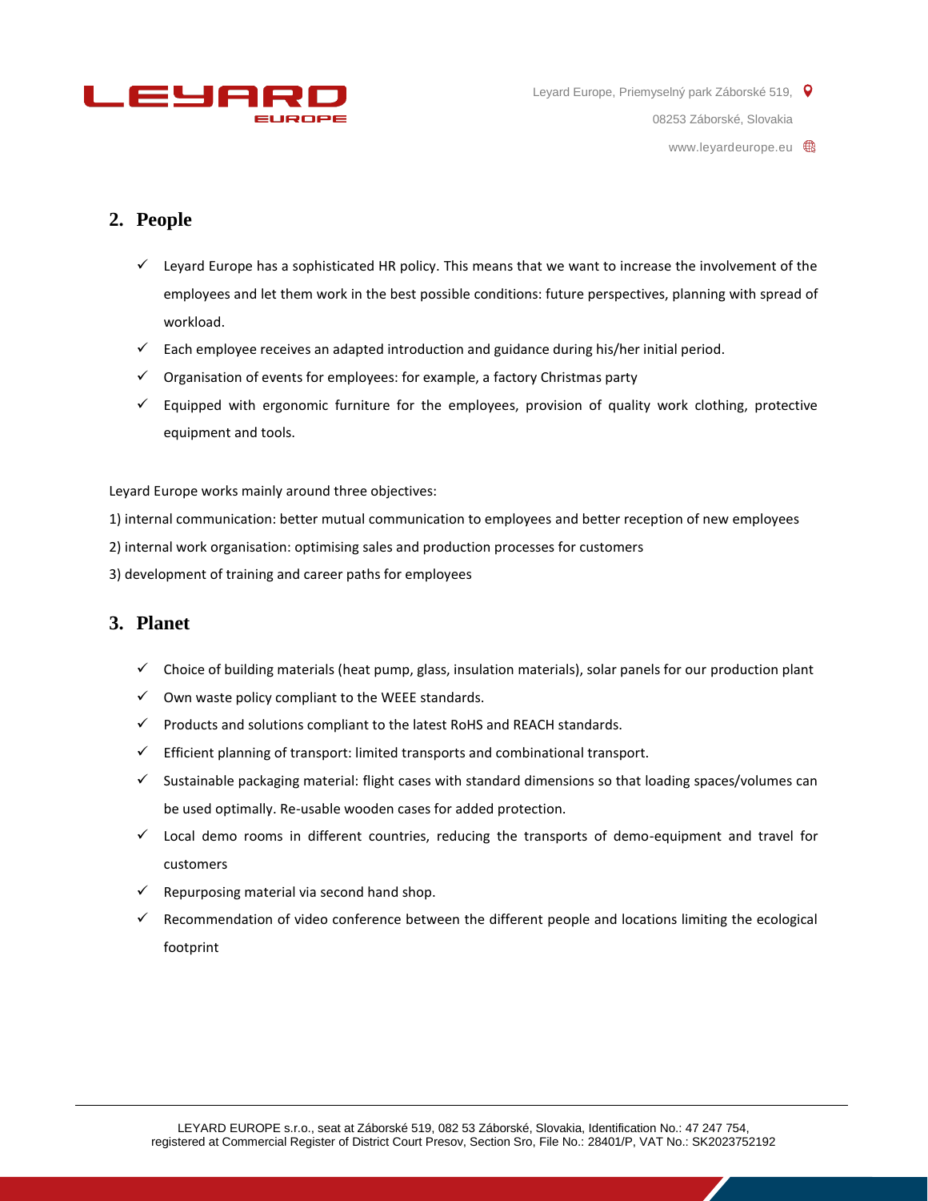## 2. People

- ✓ Leyard Europe has a sophisticated HR policy. This means that we want to increase the involvement of the employees and let them work in the best possible conditions: future perspectives, planning with spread of workload.
- ✓ Each employee receives an adapted introduction and guidance during his/her initial period.
- ✓ Organisation of events for employees: for example, a factory Christmas party
- ✓ Equipped with ergonomic furniture for the employees, provision of quality work clothing, protective equipment and tools.

Leyard Europe works mainly around three objectives:

1) internal communication: better mutual communication to employees and better reception of new employees

2) internal work organisation: optimising sales and production processes for customers

3) development of training and career paths for employees

## 3. Planet

- ✓ Choice of building materials (heat pump, glass, insulation materials), solar panels for our production plant
- ✓ Own waste policy compliant to the WEEE standards.
- ✓ Products and solutions compliant to the latest RoHS and REACH standards.
- ✓ Efficient planning of transport: limited transports and combinational transport.
- ✓ Sustainable packaging material: flight cases with standard dimensions so that loading spaces/volumes can be used optimally. Re-usable wooden cases for added protection.
- ✓ Local demo rooms in different countries, reducing the transports of demo-equipment and travel for customers
- ✓ Repurposing material via second hand shop.
- ✓ Recommendation of video conference between the different people and locations limiting the ecological footprint